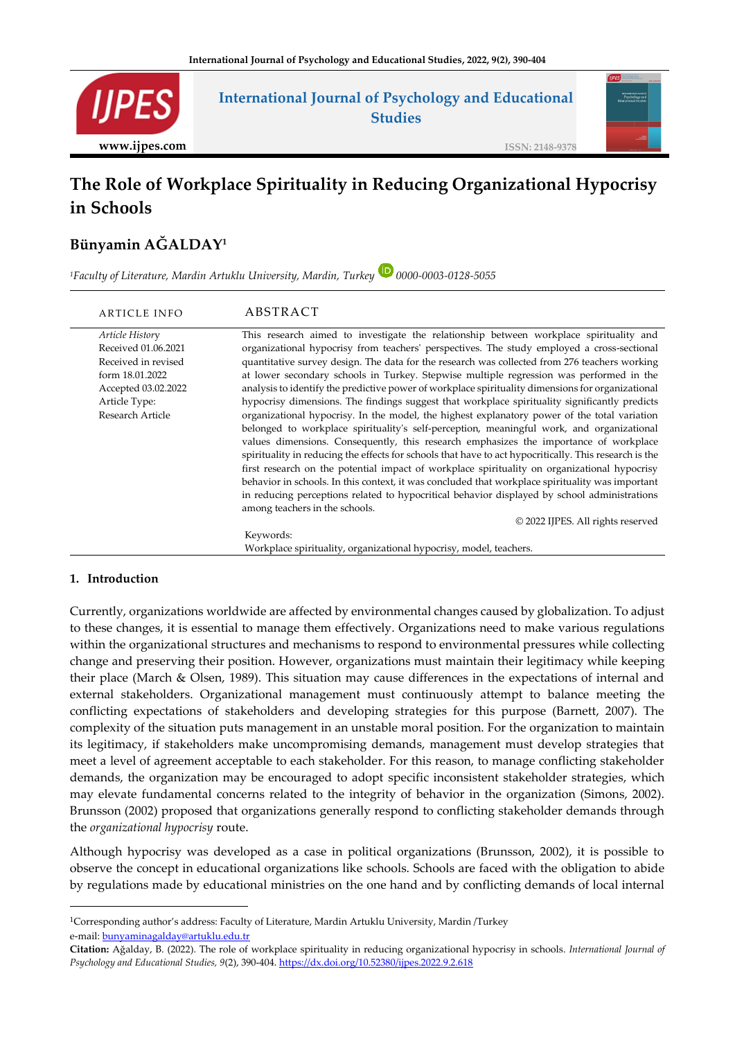# The Role of Workplace Spirituality in Reducing Organizational Hypocrisy in Schools

## Bünyamin AĞALDAY[1]

[1]*Faculty of Literature, Mardin Artuklu University, Mardin, Turkey* 0000-0003-0128-5055

| ARTICLE INFO | ABSTRACT |
|---|---|
| *Article History* Received 01.06.2021 Received in revised form 18.01.2022 Accepted 03.02.2022 Article Type: Research Article | This research aimed to investigate the relationship between workplace spirituality and organizational hypocrisy from teachers' perspectives. The study employed a cross-sectional quantitative survey design. The data for the research was collected from 276 teachers working at lower secondary schools in Turkey. Stepwise multiple regression was performed in the analysis to identify the predictive power of workplace spirituality dimensions for organizational hypocrisy dimensions. The findings suggest that workplace spirituality significantly predicts organizational hypocrisy. In the model, the highest explanatory power of the total variation belonged to workplace spirituality's self-perception, meaningful work, and organizational values dimensions. Consequently, this research emphasizes the importance of workplace spirituality in reducing the effects for schools that have to act hypocritically. This research is the first research on the potential impact of workplace spirituality on organizational hypocrisy behavior in schools. In this context, it was concluded that workplace spirituality was important in reducing perceptions related to hypocritical behavior displayed by school administrations among teachers in the schools. © 2022 IJPES. All rights reserved |
| | Keywords: Workplace spirituality, organizational hypocrisy, model, teachers. |

## 1. Introduction

Currently, organizations worldwide are affected by environmental changes caused by globalization. To adjust to these changes, it is essential to manage them effectively. Organizations need to make various regulations within the organizational structures and mechanisms to respond to environmental pressures while collecting change and preserving their position. However, organizations must maintain their legitimacy while keeping their place (March & Olsen, 1989). This situation may cause differences in the expectations of internal and external stakeholders. Organizational management must continuously attempt to balance meeting the conflicting expectations of stakeholders and developing strategies for this purpose (Barnett, 2007). The complexity of the situation puts management in an unstable moral position. For the organization to maintain its legitimacy, if stakeholders make uncompromising demands, management must develop strategies that meet a level of agreement acceptable to each stakeholder. For this reason, to manage conflicting stakeholder demands, the organization may be encouraged to adopt specific inconsistent stakeholder strategies, which may elevate fundamental concerns related to the integrity of behavior in the organization (Simons, 2002). Brunsson (2002) proposed that organizations generally respond to conflicting stakeholder demands through the *organizational hypocrisy* route.

Although hypocrisy was developed as a case in political organizations (Brunsson, 2002), it is possible to observe the concept in educational organizations like schools. Schools are faced with the obligation to abide by regulations made by educational ministries on the one hand and by conflicting demands of local internal

[1]Corresponding author's address: Faculty of Literature, Mardin Artuklu University, Mardin /Turkey
e-mail: bunyaminagalday@artuklu.edu.tr

**Citation:** Ağalday, B. (2022). The role of workplace spirituality in reducing organizational hypocrisy in schools. *International Journal of Psychology and Educational Studies, 9*(2), 390-404. https://dx.doi.org/10.52380/ijpes.2022.9.2.618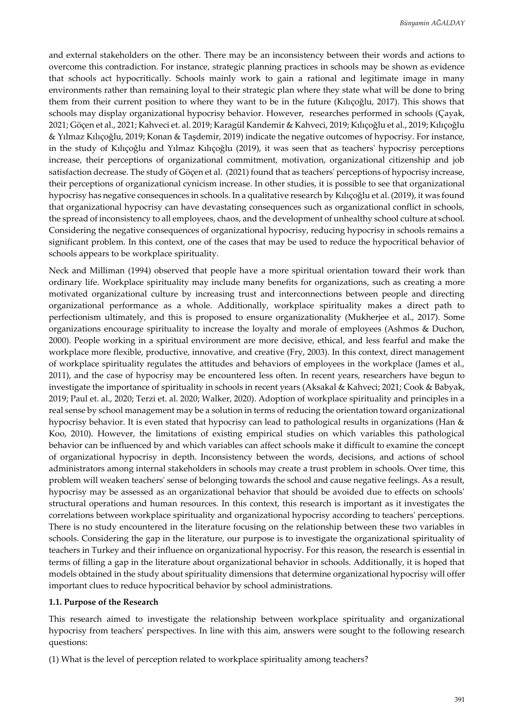and external stakeholders on the other. There may be an inconsistency between their words and actions to overcome this contradiction. For instance, strategic planning practices in schools may be shown as evidence that schools act hypocritically. Schools mainly work to gain a rational and legitimate image in many environments rather than remaining loyal to their strategic plan where they state what will be done to bring them from their current position to where they want to be in the future (Kılıçoğlu, 2017). This shows that schools may display organizational hypocrisy behavior. However, researches performed in schools (Çayak, 2021; Göçen et al., 2021; Kahveci et. al. 2019; Karagül Kandemir & Kahveci, 2019; Kılıçoğlu et al., 2019; Kılıçoğlu & Yılmaz Kılıçoğlu, 2019; Konan & Taşdemir, 2019) indicate the negative outcomes of hypocrisy. For instance, in the study of Kılıçoğlu and Yılmaz Kılıçoğlu (2019), it was seen that as teachers' hypocrisy perceptions increase, their perceptions of organizational commitment, motivation, organizational citizenship and job satisfaction decrease. The study of Göçen et al. (2021) found that as teachers' perceptions of hypocrisy increase, their perceptions of organizational cynicism increase. In other studies, it is possible to see that organizational hypocrisy has negative consequences in schools. In a qualitative research by Kılıçoğlu et al. (2019), it was found that organizational hypocrisy can have devastating consequences such as organizational conflict in schools, the spread of inconsistency to all employees, chaos, and the development of unhealthy school culture at school. Considering the negative consequences of organizational hypocrisy, reducing hypocrisy in schools remains a significant problem. In this context, one of the cases that may be used to reduce the hypocritical behavior of schools appears to be workplace spirituality.

Neck and Milliman (1994) observed that people have a more spiritual orientation toward their work than ordinary life. Workplace spirituality may include many benefits for organizations, such as creating a more motivated organizational culture by increasing trust and interconnections between people and directing organizational performance as a whole. Additionally, workplace spirituality makes a direct path to perfectionism ultimately, and this is proposed to ensure organizationality (Mukherjee et al., 2017). Some organizations encourage spirituality to increase the loyalty and morale of employees (Ashmos & Duchon, 2000). People working in a spiritual environment are more decisive, ethical, and less fearful and make the workplace more flexible, productive, innovative, and creative (Fry, 2003). In this context, direct management of workplace spirituality regulates the attitudes and behaviors of employees in the workplace (James et al., 2011), and the case of hypocrisy may be encountered less often. In recent years, researchers have begun to investigate the importance of spirituality in schools in recent years (Aksakal & Kahveci; 2021; Cook & Babyak, 2019; Paul et. al., 2020; Terzi et. al. 2020; Walker, 2020). Adoption of workplace spirituality and principles in a real sense by school management may be a solution in terms of reducing the orientation toward organizational hypocrisy behavior. It is even stated that hypocrisy can lead to pathological results in organizations (Han & Koo, 2010). However, the limitations of existing empirical studies on which variables this pathological behavior can be influenced by and which variables can affect schools make it difficult to examine the concept of organizational hypocrisy in depth. Inconsistency between the words, decisions, and actions of school administrators among internal stakeholders in schools may create a trust problem in schools. Over time, this problem will weaken teachers' sense of belonging towards the school and cause negative feelings. As a result, hypocrisy may be assessed as an organizational behavior that should be avoided due to effects on schools' structural operations and human resources. In this context, this research is important as it investigates the correlations between workplace spirituality and organizational hypocrisy according to teachers' perceptions. There is no study encountered in the literature focusing on the relationship between these two variables in schools. Considering the gap in the literature, our purpose is to investigate the organizational spirituality of teachers in Turkey and their influence on organizational hypocrisy. For this reason, the research is essential in terms of filling a gap in the literature about organizational behavior in schools. Additionally, it is hoped that models obtained in the study about spirituality dimensions that determine organizational hypocrisy will offer important clues to reduce hypocritical behavior by school administrations.

### 1.1. Purpose of the Research

This research aimed to investigate the relationship between workplace spirituality and organizational hypocrisy from teachers' perspectives. In line with this aim, answers were sought to the following research questions:

(1) What is the level of perception related to workplace spirituality among teachers?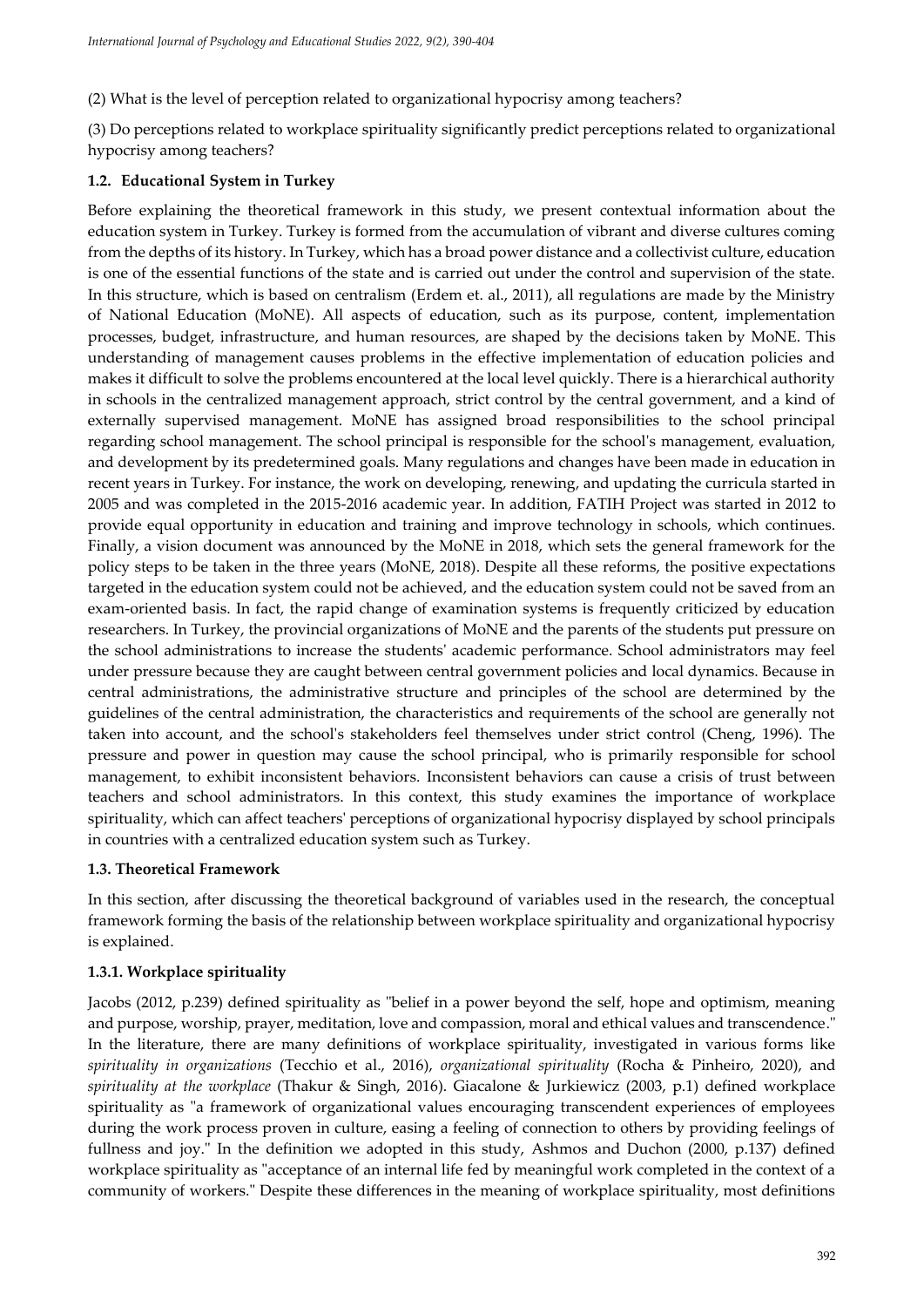(2) What is the level of perception related to organizational hypocrisy among teachers?

(3) Do perceptions related to workplace spirituality significantly predict perceptions related to organizational hypocrisy among teachers?

### 1.2. Educational System in Turkey

Before explaining the theoretical framework in this study, we present contextual information about the education system in Turkey. Turkey is formed from the accumulation of vibrant and diverse cultures coming from the depths of its history. In Turkey, which has a broad power distance and a collectivist culture, education is one of the essential functions of the state and is carried out under the control and supervision of the state. In this structure, which is based on centralism (Erdem et. al., 2011), all regulations are made by the Ministry of National Education (MoNE). All aspects of education, such as its purpose, content, implementation processes, budget, infrastructure, and human resources, are shaped by the decisions taken by MoNE. This understanding of management causes problems in the effective implementation of education policies and makes it difficult to solve the problems encountered at the local level quickly. There is a hierarchical authority in schools in the centralized management approach, strict control by the central government, and a kind of externally supervised management. MoNE has assigned broad responsibilities to the school principal regarding school management. The school principal is responsible for the school's management, evaluation, and development by its predetermined goals. Many regulations and changes have been made in education in recent years in Turkey. For instance, the work on developing, renewing, and updating the curricula started in 2005 and was completed in the 2015-2016 academic year. In addition, FATIH Project was started in 2012 to provide equal opportunity in education and training and improve technology in schools, which continues. Finally, a vision document was announced by the MoNE in 2018, which sets the general framework for the policy steps to be taken in the three years (MoNE, 2018). Despite all these reforms, the positive expectations targeted in the education system could not be achieved, and the education system could not be saved from an exam-oriented basis. In fact, the rapid change of examination systems is frequently criticized by education researchers. In Turkey, the provincial organizations of MoNE and the parents of the students put pressure on the school administrations to increase the students' academic performance. School administrators may feel under pressure because they are caught between central government policies and local dynamics. Because in central administrations, the administrative structure and principles of the school are determined by the guidelines of the central administration, the characteristics and requirements of the school are generally not taken into account, and the school's stakeholders feel themselves under strict control (Cheng, 1996). The pressure and power in question may cause the school principal, who is primarily responsible for school management, to exhibit inconsistent behaviors. Inconsistent behaviors can cause a crisis of trust between teachers and school administrators. In this context, this study examines the importance of workplace spirituality, which can affect teachers' perceptions of organizational hypocrisy displayed by school principals in countries with a centralized education system such as Turkey.

### 1.3. Theoretical Framework

In this section, after discussing the theoretical background of variables used in the research, the conceptual framework forming the basis of the relationship between workplace spirituality and organizational hypocrisy is explained.

#### 1.3.1. Workplace spirituality

Jacobs (2012, p.239) defined spirituality as "belief in a power beyond the self, hope and optimism, meaning and purpose, worship, prayer, meditation, love and compassion, moral and ethical values and transcendence." In the literature, there are many definitions of workplace spirituality, investigated in various forms like *spirituality in organizations* (Tecchio et al., 2016), *organizational spirituality* (Rocha & Pinheiro, 2020), and *spirituality at the workplace* (Thakur & Singh, 2016). Giacalone & Jurkiewicz (2003, p.1) defined workplace spirituality as "a framework of organizational values encouraging transcendent experiences of employees during the work process proven in culture, easing a feeling of connection to others by providing feelings of fullness and joy." In the definition we adopted in this study, Ashmos and Duchon (2000, p.137) defined workplace spirituality as "acceptance of an internal life fed by meaningful work completed in the context of a community of workers." Despite these differences in the meaning of workplace spirituality, most definitions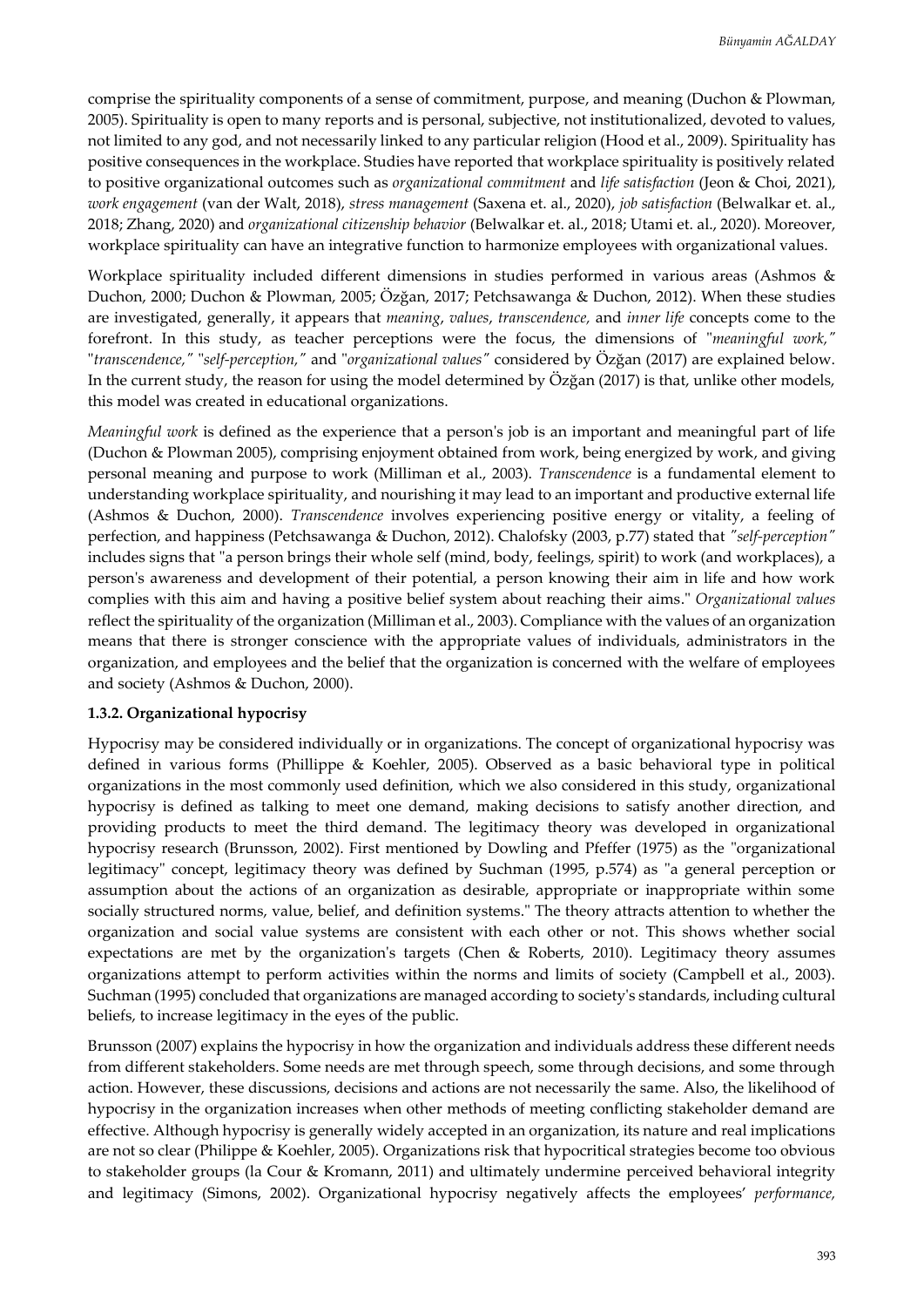comprise the spirituality components of a sense of commitment, purpose, and meaning (Duchon & Plowman, 2005). Spirituality is open to many reports and is personal, subjective, not institutionalized, devoted to values, not limited to any god, and not necessarily linked to any particular religion (Hood et al., 2009). Spirituality has positive consequences in the workplace. Studies have reported that workplace spirituality is positively related to positive organizational outcomes such as *organizational commitment* and *life satisfaction* (Jeon & Choi, 2021), *work engagement* (van der Walt, 2018), *stress management* (Saxena et. al., 2020), *job satisfaction* (Belwalkar et. al., 2018; Zhang, 2020) and *organizational citizenship behavior* (Belwalkar et. al., 2018; Utami et. al., 2020). Moreover, workplace spirituality can have an integrative function to harmonize employees with organizational values.

Workplace spirituality included different dimensions in studies performed in various areas (Ashmos & Duchon, 2000; Duchon & Plowman, 2005; Özğan, 2017; Petchsawanga & Duchon, 2012). When these studies are investigated, generally, it appears that *meaning*, *values*, *transcendence,* and *inner life* concepts come to the forefront. In this study, as teacher perceptions were the focus, the dimensions of "*meaningful work,*" "*transcendence,*" "*self-perception,*" and "*organizational values*" considered by Özğan (2017) are explained below. In the current study, the reason for using the model determined by Özğan (2017) is that, unlike other models, this model was created in educational organizations.

*Meaningful work* is defined as the experience that a person's job is an important and meaningful part of life (Duchon & Plowman 2005), comprising enjoyment obtained from work, being energized by work, and giving personal meaning and purpose to work (Milliman et al., 2003). *Transcendence* is a fundamental element to understanding workplace spirituality, and nourishing it may lead to an important and productive external life (Ashmos & Duchon, 2000). *Transcendence* involves experiencing positive energy or vitality, a feeling of perfection, and happiness (Petchsawanga & Duchon, 2012). Chalofsky (2003, p.77) stated that *"self-perception"* includes signs that "a person brings their whole self (mind, body, feelings, spirit) to work (and workplaces), a person's awareness and development of their potential, a person knowing their aim in life and how work complies with this aim and having a positive belief system about reaching their aims." *Organizational values* reflect the spirituality of the organization (Milliman et al., 2003). Compliance with the values of an organization means that there is stronger conscience with the appropriate values of individuals, administrators in the organization, and employees and the belief that the organization is concerned with the welfare of employees and society (Ashmos & Duchon, 2000).

#### 1.3.2. Organizational hypocrisy

Hypocrisy may be considered individually or in organizations. The concept of organizational hypocrisy was defined in various forms (Phillippe & Koehler, 2005). Observed as a basic behavioral type in political organizations in the most commonly used definition, which we also considered in this study, organizational hypocrisy is defined as talking to meet one demand, making decisions to satisfy another direction, and providing products to meet the third demand. The legitimacy theory was developed in organizational hypocrisy research (Brunsson, 2002). First mentioned by Dowling and Pfeffer (1975) as the "organizational legitimacy" concept, legitimacy theory was defined by Suchman (1995, p.574) as "a general perception or assumption about the actions of an organization as desirable, appropriate or inappropriate within some socially structured norms, value, belief, and definition systems." The theory attracts attention to whether the organization and social value systems are consistent with each other or not. This shows whether social expectations are met by the organization's targets (Chen & Roberts, 2010). Legitimacy theory assumes organizations attempt to perform activities within the norms and limits of society (Campbell et al., 2003). Suchman (1995) concluded that organizations are managed according to society's standards, including cultural beliefs, to increase legitimacy in the eyes of the public.

Brunsson (2007) explains the hypocrisy in how the organization and individuals address these different needs from different stakeholders. Some needs are met through speech, some through decisions, and some through action. However, these discussions, decisions and actions are not necessarily the same. Also, the likelihood of hypocrisy in the organization increases when other methods of meeting conflicting stakeholder demand are effective. Although hypocrisy is generally widely accepted in an organization, its nature and real implications are not so clear (Philippe & Koehler, 2005). Organizations risk that hypocritical strategies become too obvious to stakeholder groups (la Cour & Kromann, 2011) and ultimately undermine perceived behavioral integrity and legitimacy (Simons, 2002). Organizational hypocrisy negatively affects the employees' *performance,*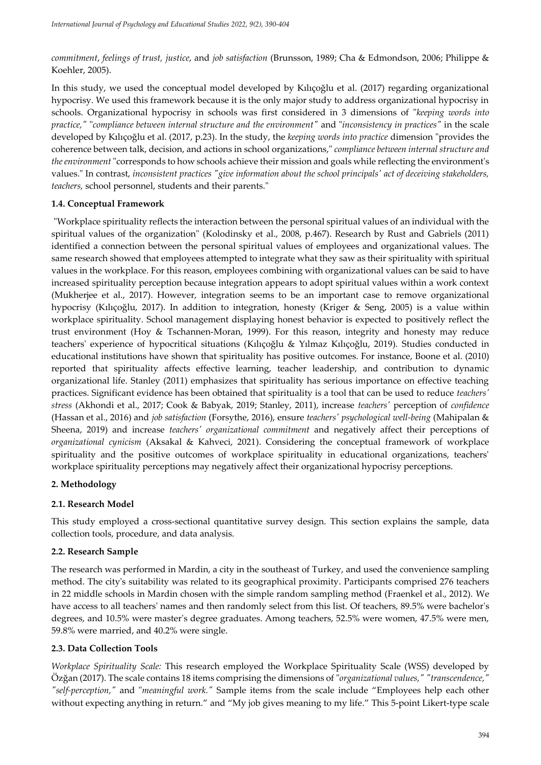*commitment*, *feelings of trust, justice*, and *job satisfaction* (Brunsson, 1989; Cha & Edmondson, 2006; Philippe & Koehler, 2005).

In this study, we used the conceptual model developed by Kılıçoğlu et al. (2017) regarding organizational hypocrisy. We used this framework because it is the only major study to address organizational hypocrisy in schools. Organizational hypocrisy in schools was first considered in 3 dimensions of "*keeping words into practice,*" "*compliance between internal structure and the environment*" and "*inconsistency in practices*" in the scale developed by Kılıçoğlu et al. (2017, p.23). In the study, the *keeping words into practice* dimension "provides the coherence between talk, decision, and actions in school organizations," *compliance between internal structure and the environment* "corresponds to how schools achieve their mission and goals while reflecting the environment's values." In contrast, *inconsistent practices "give information about the school principals' act of deceiving stakeholders, teachers,* school personnel, students and their parents."

### 1.4. Conceptual Framework

"Workplace spirituality reflects the interaction between the personal spiritual values of an individual with the spiritual values of the organization" (Kolodinsky et al., 2008, p.467). Research by Rust and Gabriels (2011) identified a connection between the personal spiritual values of employees and organizational values. The same research showed that employees attempted to integrate what they saw as their spirituality with spiritual values in the workplace. For this reason, employees combining with organizational values can be said to have increased spirituality perception because integration appears to adopt spiritual values within a work context (Mukherjee et al., 2017). However, integration seems to be an important case to remove organizational hypocrisy (Kılıçoğlu, 2017). In addition to integration, honesty (Kriger & Seng, 2005) is a value within workplace spirituality. School management displaying honest behavior is expected to positively reflect the trust environment (Hoy & Tschannen-Moran, 1999). For this reason, integrity and honesty may reduce teachers' experience of hypocritical situations (Kılıçoğlu & Yılmaz Kılıçoğlu, 2019). Studies conducted in educational institutions have shown that spirituality has positive outcomes. For instance, Boone et al. (2010) reported that spirituality affects effective learning, teacher leadership, and contribution to dynamic organizational life. Stanley (2011) emphasizes that spirituality has serious importance on effective teaching practices. Significant evidence has been obtained that spirituality is a tool that can be used to reduce *teachers' stress* (Akhondi et al., 2017; Cook & Babyak, 2019; Stanley, 2011), increase *teachers'* perception of *confidence* (Hassan et al., 2016) and *job satisfaction* (Forsythe, 2016), ensure *teachers' psychological well-being* (Mahipalan & Sheena, 2019) and increase *teachers' organizational commitment* and negatively affect their perceptions of *organizational cynicism* (Aksakal & Kahveci, 2021). Considering the conceptual framework of workplace spirituality and the positive outcomes of workplace spirituality in educational organizations, teachers' workplace spirituality perceptions may negatively affect their organizational hypocrisy perceptions.

## 2. Methodology

### 2.1. Research Model

This study employed a cross-sectional quantitative survey design. This section explains the sample, data collection tools, procedure, and data analysis.

### 2.2. Research Sample

The research was performed in Mardin, a city in the southeast of Turkey, and used the convenience sampling method. The city's suitability was related to its geographical proximity. Participants comprised 276 teachers in 22 middle schools in Mardin chosen with the simple random sampling method (Fraenkel et al., 2012). We have access to all teachers' names and then randomly select from this list. Of teachers, 89.5% were bachelor's degrees, and 10.5% were master's degree graduates. Among teachers, 52.5% were women, 47.5% were men, 59.8% were married, and 40.2% were single.

### 2.3. Data Collection Tools

*Workplace Spirituality Scale:* This research employed the Workplace Spirituality Scale (WSS) developed by Özğan (2017). The scale contains 18 items comprising the dimensions of "*organizational values,*" "*transcendence,*" "*self-perception,*" and "*meaningful work.*" Sample items from the scale include "Employees help each other without expecting anything in return." and "My job gives meaning to my life." This 5-point Likert-type scale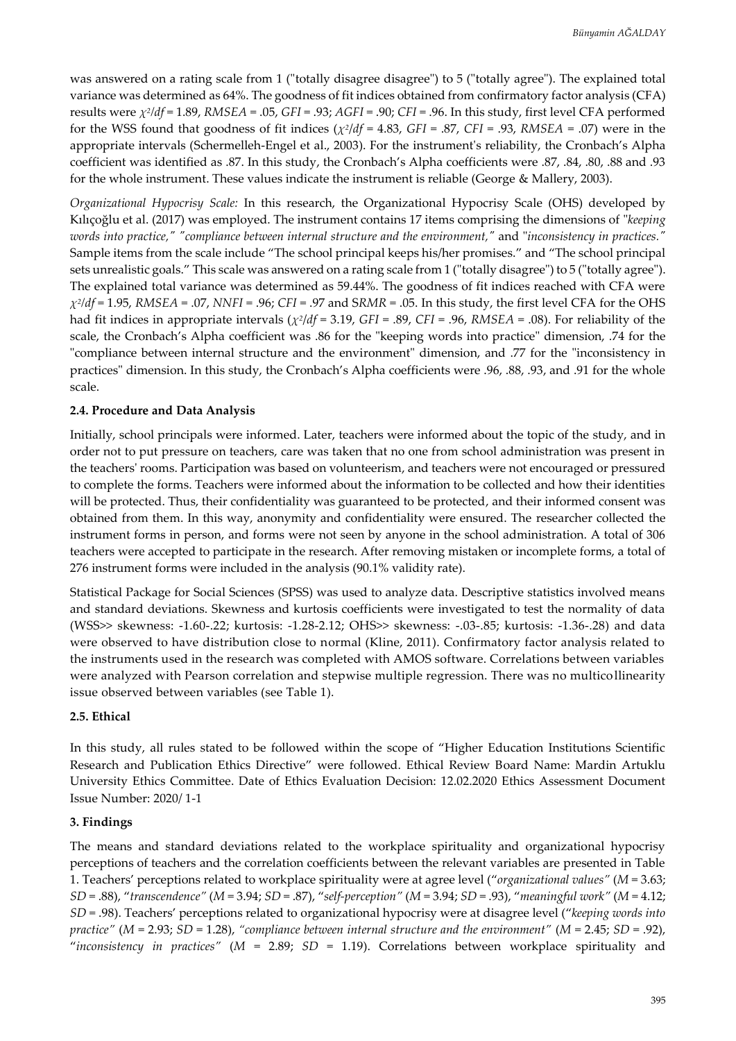was answered on a rating scale from 1 ("totally disagree disagree") to 5 ("totally agree"). The explained total variance was determined as 64%. The goodness of fit indices obtained from confirmatory factor analysis (CFA) results were $\chi^2/df$ = 1.89, *RMSEA* = .05, *GFI* = .93; *AGFI* = .90; *CFI* = .96. In this study, first level CFA performed for the WSS found that goodness of fit indices ($\chi^2/df$ = 4.83, *GFI* = .87, *CFI* = .93, *RMSEA* = .07) were in the appropriate intervals (Schermelleh-Engel et al., 2003). For the instrument's reliability, the Cronbach's Alpha coefficient was identified as .87. In this study, the Cronbach's Alpha coefficients were .87, .84, .80, .88 and .93 for the whole instrument. These values indicate the instrument is reliable (George & Mallery, 2003).

*Organizational Hypocrisy Scale:* In this research, the Organizational Hypocrisy Scale (OHS) developed by Kılıçoğlu et al. (2017) was employed. The instrument contains 17 items comprising the dimensions of *"keeping words into practice," "compliance between internal structure and the environment,"* and *"inconsistency in practices."* Sample items from the scale include "The school principal keeps his/her promises." and "The school principal sets unrealistic goals." This scale was answered on a rating scale from 1 ("totally disagree") to 5 ("totally agree"). The explained total variance was determined as 59.44%. The goodness of fit indices reached with CFA were $\chi^2/df$ = 1.95, *RMSEA* = .07, *NNFI* = .96; *CFI* = .97 and *SRMR* = .05. In this study, the first level CFA for the OHS had fit indices in appropriate intervals ($\chi^2/df$ = 3.19, *GFI* = .89, *CFI* = .96, *RMSEA* = .08). For reliability of the scale, the Cronbach's Alpha coefficient was .86 for the "keeping words into practice" dimension, .74 for the "compliance between internal structure and the environment" dimension, and .77 for the "inconsistency in practices" dimension. In this study, the Cronbach's Alpha coefficients were .96, .88, .93, and .91 for the whole scale.

### 2.4. Procedure and Data Analysis

Initially, school principals were informed. Later, teachers were informed about the topic of the study, and in order not to put pressure on teachers, care was taken that no one from school administration was present in the teachers' rooms. Participation was based on volunteerism, and teachers were not encouraged or pressured to complete the forms. Teachers were informed about the information to be collected and how their identities will be protected. Thus, their confidentiality was guaranteed to be protected, and their informed consent was obtained from them. In this way, anonymity and confidentiality were ensured. The researcher collected the instrument forms in person, and forms were not seen by anyone in the school administration. A total of 306 teachers were accepted to participate in the research. After removing mistaken or incomplete forms, a total of 276 instrument forms were included in the analysis (90.1% validity rate).

Statistical Package for Social Sciences (SPSS) was used to analyze data. Descriptive statistics involved means and standard deviations. Skewness and kurtosis coefficients were investigated to test the normality of data (WSS>> skewness: -1.60-.22; kurtosis: -1.28-2.12; OHS>> skewness: -.03-.85; kurtosis: -1.36-.28) and data were observed to have distribution close to normal (Kline, 2011). Confirmatory factor analysis related to the instruments used in the research was completed with AMOS software. Correlations between variables were analyzed with Pearson correlation and stepwise multiple regression. There was no multicollinearity issue observed between variables (see Table 1).

### 2.5. Ethical

In this study, all rules stated to be followed within the scope of "Higher Education Institutions Scientific Research and Publication Ethics Directive" were followed. Ethical Review Board Name: Mardin Artuklu University Ethics Committee. Date of Ethics Evaluation Decision: 12.02.2020 Ethics Assessment Document Issue Number: 2020/ 1-1

## 3. Findings

The means and standard deviations related to the workplace spirituality and organizational hypocrisy perceptions of teachers and the correlation coefficients between the relevant variables are presented in Table 1. Teachers' perceptions related to workplace spirituality were at agree level ("*organizational values*" (*M* = 3.63; *SD* = .88), "*transcendence*" (*M* = 3.94; *SD* = .87), "*self-perception*" (*M* = 3.94; *SD* = .93), "*meaningful work*" (*M* = 4.12; *SD* = .98). Teachers' perceptions related to organizational hypocrisy were at disagree level ("*keeping words into practice*" (*M* = 2.93; *SD* = 1.28), *"compliance between internal structure and the environment"* (*M* = 2.45; *SD* = .92), "*inconsistency in practices*" (*M* = 2.89; *SD* = 1.19). Correlations between workplace spirituality and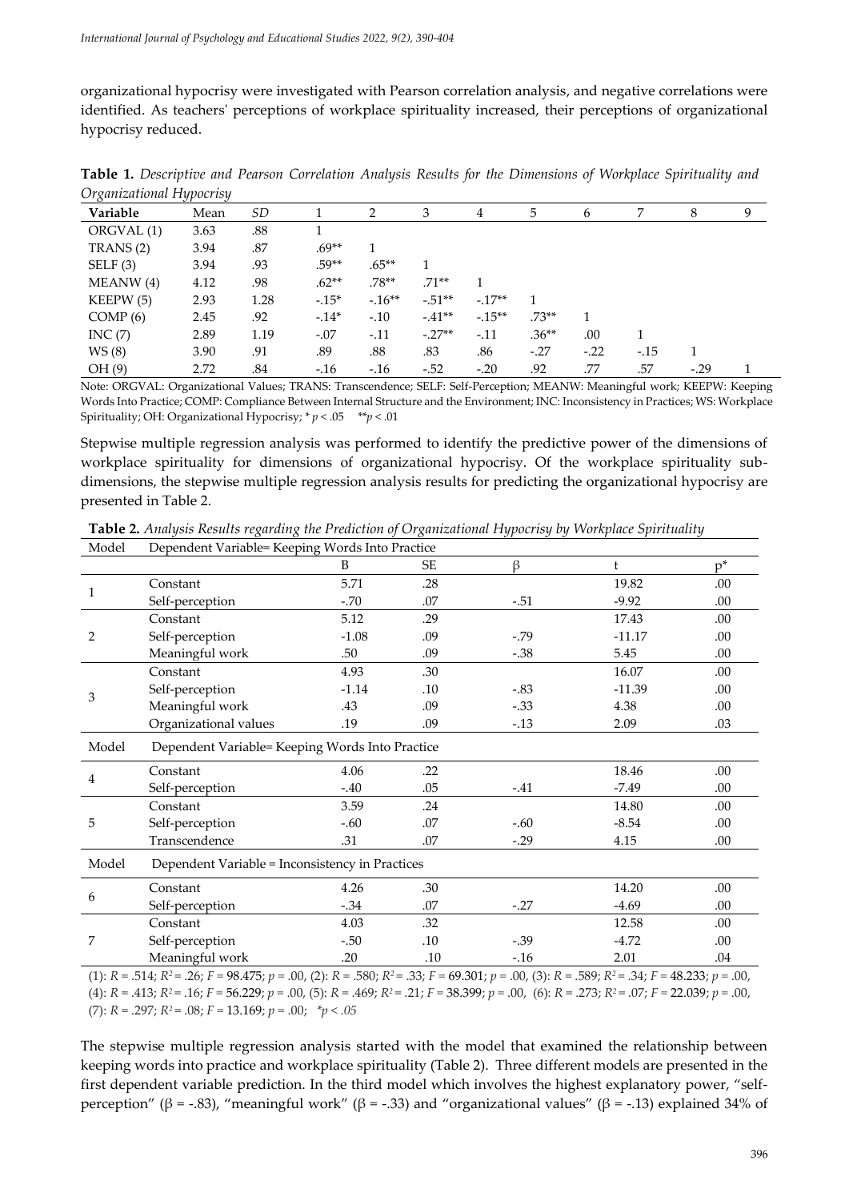organizational hypocrisy were investigated with Pearson correlation analysis, and negative correlations were identified. As teachers' perceptions of workplace spirituality increased, their perceptions of organizational hypocrisy reduced.

**Table 1.** *Descriptive and Pearson Correlation Analysis Results for the Dimensions of Workplace Spirituality and Organizational Hypocrisy*

| Variable | Mean | *SD* | 1 | 2 | 3 | 4 | 5 | 6 | 7 | 8 | 9 |
|---|---|---|---|---|---|---|---|---|---|---|---|
| ORGVAL (1) | 3.63 | .88 | 1 | | | | | | | | |
| TRANS (2) | 3.94 | .87 | .69** | 1 | | | | | | | |
| SELF (3) | 3.94 | .93 | .59** | .65** | 1 | | | | | | |
| MEANW (4) | 4.12 | .98 | .62** | .78** | .71** | 1 | | | | | |
| KEEPW (5) | 2.93 | 1.28 | -.15* | -.16** | -.51** | -.17** | 1 | | | | |
| COMP (6) | 2.45 | .92 | -.14* | -.10 | -.41** | -.15** | .73** | 1 | | | |
| INC (7) | 2.89 | 1.19 | -.07 | -.11 | -.27** | -.11 | .36** | .00 | 1 | | |
| WS (8) | 3.90 | .91 | .89 | .88 | .83 | .86 | -.27 | -.22 | -.15 | 1 | |
| OH (9) | 2.72 | .84 | -.16 | -.16 | -.52 | -.20 | .92 | .77 | .57 | -.29 | 1 |

Note: ORGVAL: Organizational Values; TRANS: Transcendence; SELF: Self-Perception; MEANW: Meaningful work; KEEPW: Keeping Words Into Practice; COMP: Compliance Between Internal Structure and the Environment; INC: Inconsistency in Practices; WS: Workplace Spirituality; OH: Organizational Hypocrisy; * $p < .05$ ** $p < .01$

Stepwise multiple regression analysis was performed to identify the predictive power of the dimensions of workplace spirituality for dimensions of organizational hypocrisy. Of the workplace spirituality sub-dimensions, the stepwise multiple regression analysis results for predicting the organizational hypocrisy are presented in Table 2.

**Table 2.** *Analysis Results regarding the Prediction of Organizational Hypocrisy by Workplace Spirituality*

| Model | Dependent Variable= Keeping Words Into Practice | | | | | |
|---|---|---|---|---|---|---|
| | | B | SE | β | t | p* |
| 1 | Constant | 5.71 | .28 | | 19.82 | .00 |
| | Self-perception | -.70 | .07 | -.51 | -9.92 | .00 |
| 2 | Constant | 5.12 | .29 | | 17.43 | .00 |
| | Self-perception | -1.08 | .09 | -.79 | -11.17 | .00 |
| | Meaningful work | .50 | .09 | -.38 | 5.45 | .00 |
| 3 | Constant | 4.93 | .30 | | 16.07 | .00 |
| | Self-perception | -1.14 | .10 | -.83 | -11.39 | .00 |
| | Meaningful work | .43 | .09 | -.33 | 4.38 | .00 |
| | Organizational values | .19 | .09 | -.13 | 2.09 | .03 |
| Model | Dependent Variable= Keeping Words Into Practice | | | | | |
| 4 | Constant | 4.06 | .22 | | 18.46 | .00 |
| | Self-perception | -.40 | .05 | -.41 | -7.49 | .00 |
| 5 | Constant | 3.59 | .24 | | 14.80 | .00 |
| | Self-perception | -.60 | .07 | -.60 | -8.54 | .00 |
| | Transcendence | .31 | .07 | -.29 | 4.15 | .00 |
| Model | Dependent Variable = Inconsistency in Practices | | | | | |
| 6 | Constant | 4.26 | .30 | | 14.20 | .00 |
| | Self-perception | -.34 | .07 | -.27 | -4.69 | .00 |
| 7 | Constant | 4.03 | .32 | | 12.58 | .00 |
| | Self-perception | -.50 | .10 | -.39 | -4.72 | .00 |
| | Meaningful work | .20 | .10 | -.16 | 2.01 | .04 |

(1): $R = .514$; $R^2 = .26$; $F = 98.475$; $p = .00$, (2): $R = .580$; $R^2 = .33$; $F = 69.301$; $p = .00$, (3): $R = .589$; $R^2 = .34$; $F = 48.233$; $p = .00$, (4): $R = .413$; $R^2 = .16$; $F = 56.229$; $p = .00$, (5): $R = .469$; $R^2 = .21$; $F = 38.399$; $p = .00$, (6): $R = .273$; $R^2 = .07$; $F = 22.039$; $p = .00$, (7): $R = .297$; $R^2 = .08$; $F = 13.169$; $p = .00$; $^*p < .05$

The stepwise multiple regression analysis started with the model that examined the relationship between keeping words into practice and workplace spirituality (Table 2). Three different models are presented in the first dependent variable prediction. In the third model which involves the highest explanatory power, "self-perception" (β = -.83), "meaningful work" (β = -.33) and "organizational values" (β = -.13) explained 34% of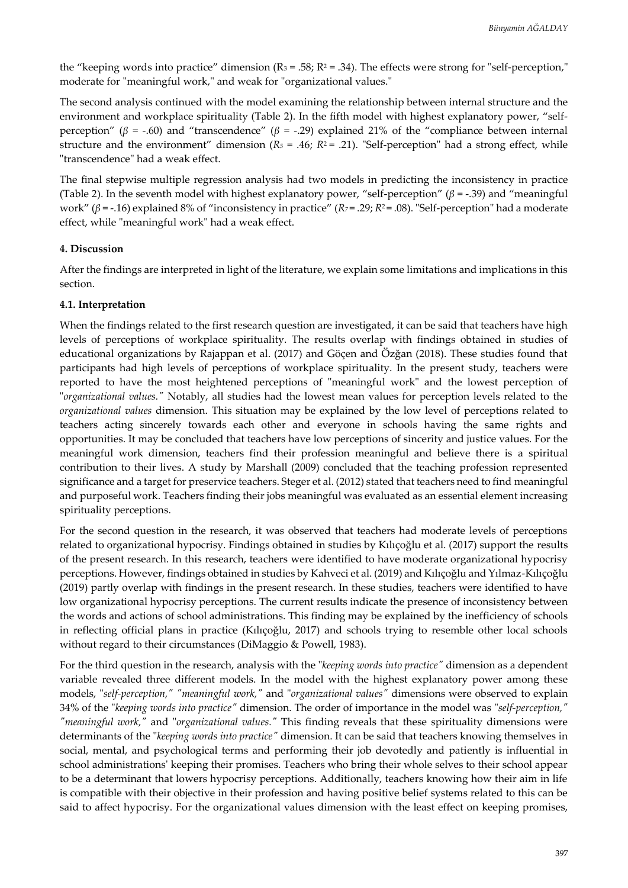the "keeping words into practice" dimension ($R_3$ = .58; $R^2$ = .34). The effects were strong for "self-perception," moderate for "meaningful work," and weak for "organizational values."

The second analysis continued with the model examining the relationship between internal structure and the environment and workplace spirituality (Table 2). In the fifth model with highest explanatory power, "self-perception" ($\beta$ = -.60) and "transcendence" ($\beta$ = -.29) explained 21% of the "compliance between internal structure and the environment" dimension ($R_5$ = .46; $R^2$ = .21). "Self-perception" had a strong effect, while "transcendence" had a weak effect.

The final stepwise multiple regression analysis had two models in predicting the inconsistency in practice (Table 2). In the seventh model with highest explanatory power, "self-perception" ($\beta$ = -.39) and "meaningful work" ($\beta$ = -.16) explained 8% of "inconsistency in practice" ($R_7$ = .29; $R^2$ = .08). "Self-perception" had a moderate effect, while "meaningful work" had a weak effect.

### 4. Discussion

After the findings are interpreted in light of the literature, we explain some limitations and implications in this section.

#### 4.1. Interpretation

When the findings related to the first research question are investigated, it can be said that teachers have high levels of perceptions of workplace spirituality. The results overlap with findings obtained in studies of educational organizations by Rajappan et al. (2017) and Göçen and Özğan (2018). These studies found that participants had high levels of perceptions of workplace spirituality. In the present study, teachers were reported to have the most heightened perceptions of "meaningful work" and the lowest perception of "*organizational values.*" Notably, all studies had the lowest mean values for perception levels related to the *organizational values* dimension. This situation may be explained by the low level of perceptions related to teachers acting sincerely towards each other and everyone in schools having the same rights and opportunities. It may be concluded that teachers have low perceptions of sincerity and justice values. For the meaningful work dimension, teachers find their profession meaningful and believe there is a spiritual contribution to their lives. A study by Marshall (2009) concluded that the teaching profession represented significance and a target for preservice teachers. Steger et al. (2012) stated that teachers need to find meaningful and purposeful work. Teachers finding their jobs meaningful was evaluated as an essential element increasing spirituality perceptions.

For the second question in the research, it was observed that teachers had moderate levels of perceptions related to organizational hypocrisy. Findings obtained in studies by Kılıçoğlu et al. (2017) support the results of the present research. In this research, teachers were identified to have moderate organizational hypocrisy perceptions. However, findings obtained in studies by Kahveci et al. (2019) and Kılıçoğlu and Yılmaz-Kılıçoğlu (2019) partly overlap with findings in the present research. In these studies, teachers were identified to have low organizational hypocrisy perceptions. The current results indicate the presence of inconsistency between the words and actions of school administrations. This finding may be explained by the inefficiency of schools in reflecting official plans in practice (Kılıçoğlu, 2017) and schools trying to resemble other local schools without regard to their circumstances (DiMaggio & Powell, 1983).

For the third question in the research, analysis with the "*keeping words into practice*" dimension as a dependent variable revealed three different models. In the model with the highest explanatory power among these models, "*self-perception,*" "*meaningful work,*" and "*organizational values*" dimensions were observed to explain 34% of the "*keeping words into practice*" dimension. The order of importance in the model was "*self-perception,*" "*meaningful work,*" and "*organizational values.*" This finding reveals that these spirituality dimensions were determinants of the "*keeping words into practice*" dimension. It can be said that teachers knowing themselves in social, mental, and psychological terms and performing their job devotedly and patiently is influential in school administrations' keeping their promises. Teachers who bring their whole selves to their school appear to be a determinant that lowers hypocrisy perceptions. Additionally, teachers knowing how their aim in life is compatible with their objective in their profession and having positive belief systems related to this can be said to affect hypocrisy. For the organizational values dimension with the least effect on keeping promises,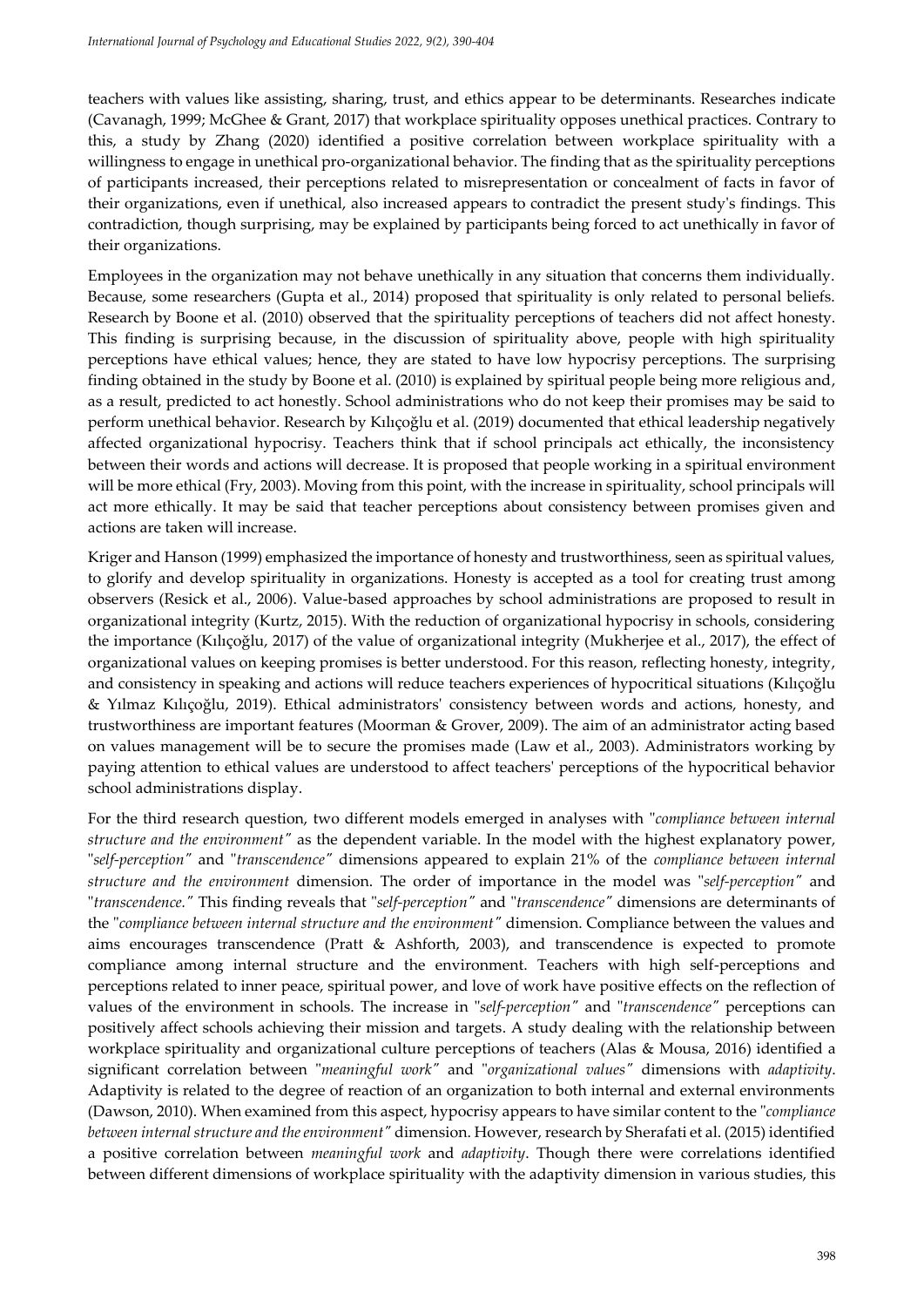teachers with values like assisting, sharing, trust, and ethics appear to be determinants. Researches indicate (Cavanagh, 1999; McGhee & Grant, 2017) that workplace spirituality opposes unethical practices. Contrary to this, a study by Zhang (2020) identified a positive correlation between workplace spirituality with a willingness to engage in unethical pro-organizational behavior. The finding that as the spirituality perceptions of participants increased, their perceptions related to misrepresentation or concealment of facts in favor of their organizations, even if unethical, also increased appears to contradict the present study's findings. This contradiction, though surprising, may be explained by participants being forced to act unethically in favor of their organizations.

Employees in the organization may not behave unethically in any situation that concerns them individually. Because, some researchers (Gupta et al., 2014) proposed that spirituality is only related to personal beliefs. Research by Boone et al. (2010) observed that the spirituality perceptions of teachers did not affect honesty. This finding is surprising because, in the discussion of spirituality above, people with high spirituality perceptions have ethical values; hence, they are stated to have low hypocrisy perceptions. The surprising finding obtained in the study by Boone et al. (2010) is explained by spiritual people being more religious and, as a result, predicted to act honestly. School administrations who do not keep their promises may be said to perform unethical behavior. Research by Kılıçoğlu et al. (2019) documented that ethical leadership negatively affected organizational hypocrisy. Teachers think that if school principals act ethically, the inconsistency between their words and actions will decrease. It is proposed that people working in a spiritual environment will be more ethical (Fry, 2003). Moving from this point, with the increase in spirituality, school principals will act more ethically. It may be said that teacher perceptions about consistency between promises given and actions are taken will increase.

Kriger and Hanson (1999) emphasized the importance of honesty and trustworthiness, seen as spiritual values, to glorify and develop spirituality in organizations. Honesty is accepted as a tool for creating trust among observers (Resick et al., 2006). Value-based approaches by school administrations are proposed to result in organizational integrity (Kurtz, 2015). With the reduction of organizational hypocrisy in schools, considering the importance (Kılıçoğlu, 2017) of the value of organizational integrity (Mukherjee et al., 2017), the effect of organizational values on keeping promises is better understood. For this reason, reflecting honesty, integrity, and consistency in speaking and actions will reduce teachers experiences of hypocritical situations (Kılıçoğlu & Yılmaz Kılıçoğlu, 2019). Ethical administrators' consistency between words and actions, honesty, and trustworthiness are important features (Moorman & Grover, 2009). The aim of an administrator acting based on values management will be to secure the promises made (Law et al., 2003). Administrators working by paying attention to ethical values are understood to affect teachers' perceptions of the hypocritical behavior school administrations display.

For the third research question, two different models emerged in analyses with "*compliance between internal structure and the environment*" as the dependent variable. In the model with the highest explanatory power, "*self-perception*" and "*transcendence*" dimensions appeared to explain 21% of the *compliance between internal structure and the environment* dimension. The order of importance in the model was "*self-perception*" and "*transcendence.*" This finding reveals that "*self-perception*" and "*transcendence*" dimensions are determinants of the "*compliance between internal structure and the environment*" dimension. Compliance between the values and aims encourages transcendence (Pratt & Ashforth, 2003), and transcendence is expected to promote compliance among internal structure and the environment. Teachers with high self-perceptions and perceptions related to inner peace, spiritual power, and love of work have positive effects on the reflection of values of the environment in schools. The increase in "*self-perception*" and "*transcendence*" perceptions can positively affect schools achieving their mission and targets. A study dealing with the relationship between workplace spirituality and organizational culture perceptions of teachers (Alas & Mousa, 2016) identified a significant correlation between "*meaningful work*" and "*organizational values*" dimensions with *adaptivity*. Adaptivity is related to the degree of reaction of an organization to both internal and external environments (Dawson, 2010). When examined from this aspect, hypocrisy appears to have similar content to the "*compliance between internal structure and the environment*" dimension. However, research by Sherafati et al. (2015) identified a positive correlation between *meaningful work* and *adaptivity*. Though there were correlations identified between different dimensions of workplace spirituality with the adaptivity dimension in various studies, this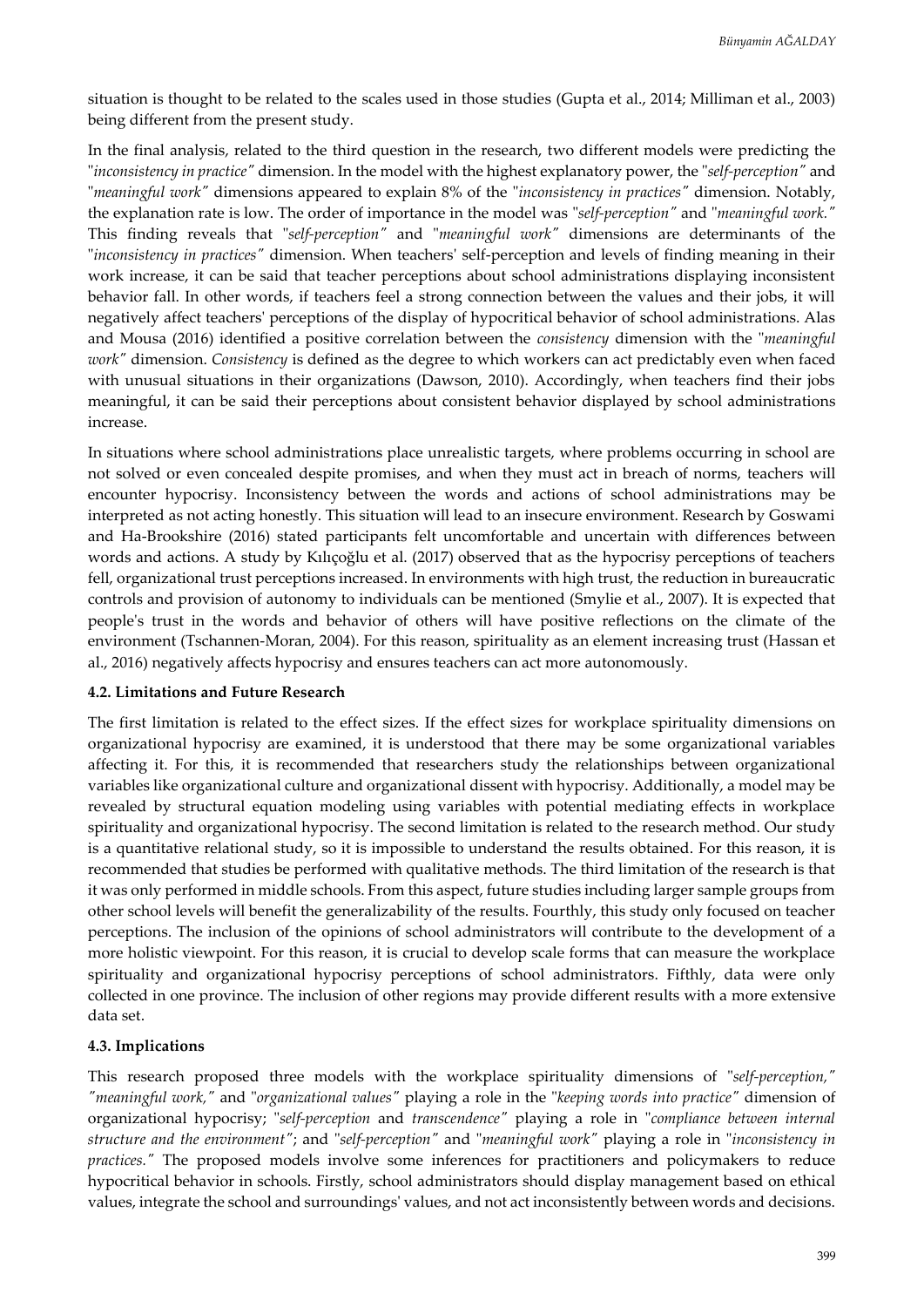situation is thought to be related to the scales used in those studies (Gupta et al., 2014; Milliman et al., 2003) being different from the present study.

In the final analysis, related to the third question in the research, two different models were predicting the "*inconsistency in practice"* dimension. In the model with the highest explanatory power, the "*self-perception"* and "*meaningful work"* dimensions appeared to explain 8% of the "*inconsistency in practices"* dimension. Notably, the explanation rate is low. The order of importance in the model was "*self-perception"* and "*meaningful work."* This finding reveals that "*self-perception"* and "*meaningful work"* dimensions are determinants of the "*inconsistency in practices"* dimension. When teachers' self-perception and levels of finding meaning in their work increase, it can be said that teacher perceptions about school administrations displaying inconsistent behavior fall. In other words, if teachers feel a strong connection between the values and their jobs, it will negatively affect teachers' perceptions of the display of hypocritical behavior of school administrations. Alas and Mousa (2016) identified a positive correlation between the *consistency* dimension with the "*meaningful work"* dimension. *Consistency* is defined as the degree to which workers can act predictably even when faced with unusual situations in their organizations (Dawson, 2010). Accordingly, when teachers find their jobs meaningful, it can be said their perceptions about consistent behavior displayed by school administrations increase.

In situations where school administrations place unrealistic targets, where problems occurring in school are not solved or even concealed despite promises, and when they must act in breach of norms, teachers will encounter hypocrisy. Inconsistency between the words and actions of school administrations may be interpreted as not acting honestly. This situation will lead to an insecure environment. Research by Goswami and Ha-Brookshire (2016) stated participants felt uncomfortable and uncertain with differences between words and actions. A study by Kılıçoğlu et al. (2017) observed that as the hypocrisy perceptions of teachers fell, organizational trust perceptions increased. In environments with high trust, the reduction in bureaucratic controls and provision of autonomy to individuals can be mentioned (Smylie et al., 2007). It is expected that people's trust in the words and behavior of others will have positive reflections on the climate of the environment (Tschannen-Moran, 2004). For this reason, spirituality as an element increasing trust (Hassan et al., 2016) negatively affects hypocrisy and ensures teachers can act more autonomously.

### 4.2. Limitations and Future Research

The first limitation is related to the effect sizes. If the effect sizes for workplace spirituality dimensions on organizational hypocrisy are examined, it is understood that there may be some organizational variables affecting it. For this, it is recommended that researchers study the relationships between organizational variables like organizational culture and organizational dissent with hypocrisy. Additionally, a model may be revealed by structural equation modeling using variables with potential mediating effects in workplace spirituality and organizational hypocrisy. The second limitation is related to the research method. Our study is a quantitative relational study, so it is impossible to understand the results obtained. For this reason, it is recommended that studies be performed with qualitative methods. The third limitation of the research is that it was only performed in middle schools. From this aspect, future studies including larger sample groups from other school levels will benefit the generalizability of the results. Fourthly, this study only focused on teacher perceptions. The inclusion of the opinions of school administrators will contribute to the development of a more holistic viewpoint. For this reason, it is crucial to develop scale forms that can measure the workplace spirituality and organizational hypocrisy perceptions of school administrators. Fifthly, data were only collected in one province. The inclusion of other regions may provide different results with a more extensive data set.

### 4.3. Implications

This research proposed three models with the workplace spirituality dimensions of "*self-perception," "meaningful work,"* and "*organizational values"* playing a role in the "*keeping words into practice"* dimension of organizational hypocrisy; "*self-perception* and *transcendence"* playing a role in "*compliance between internal structure and the environment"*; and "*self-perception"* and "*meaningful work"* playing a role in "*inconsistency in practices."* The proposed models involve some inferences for practitioners and policymakers to reduce hypocritical behavior in schools. Firstly, school administrators should display management based on ethical values, integrate the school and surroundings' values, and not act inconsistently between words and decisions.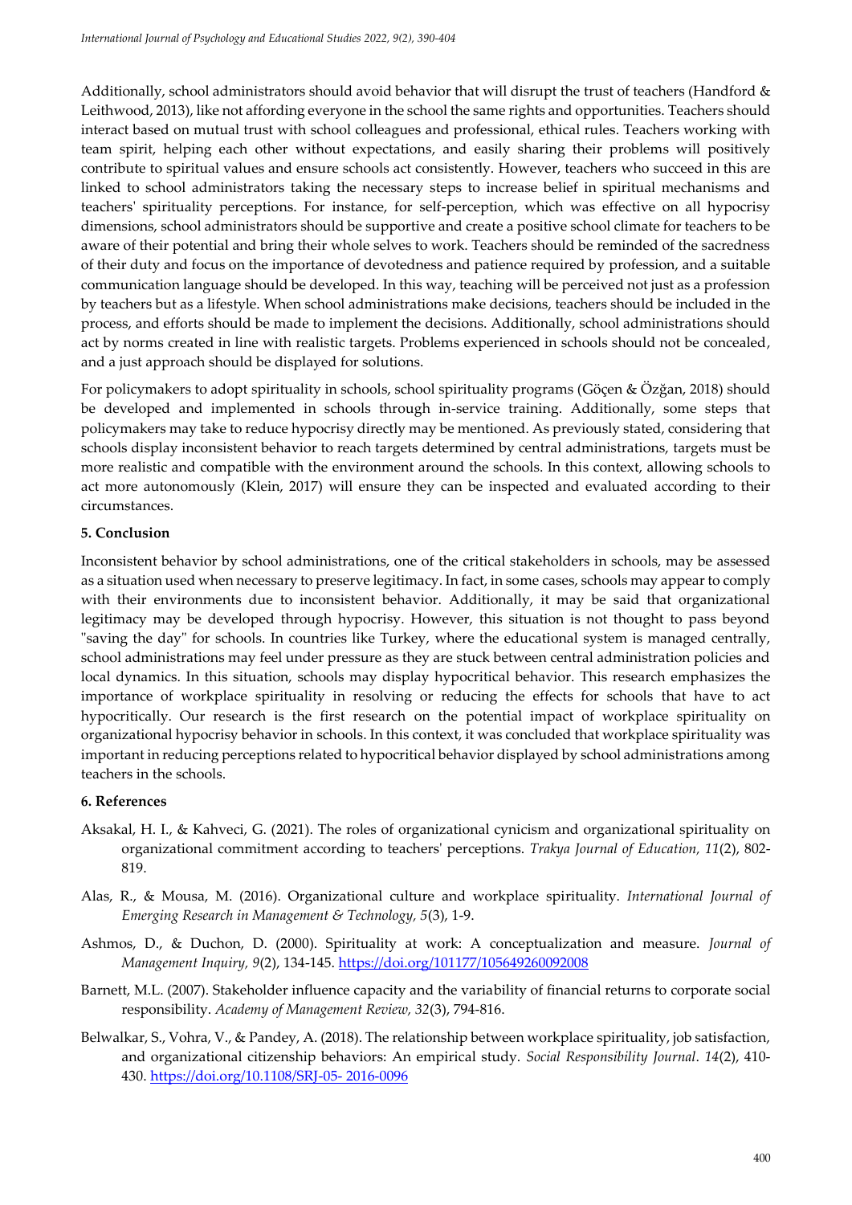Additionally, school administrators should avoid behavior that will disrupt the trust of teachers (Handford & Leithwood, 2013), like not affording everyone in the school the same rights and opportunities. Teachers should interact based on mutual trust with school colleagues and professional, ethical rules. Teachers working with team spirit, helping each other without expectations, and easily sharing their problems will positively contribute to spiritual values and ensure schools act consistently. However, teachers who succeed in this are linked to school administrators taking the necessary steps to increase belief in spiritual mechanisms and teachers' spirituality perceptions. For instance, for self-perception, which was effective on all hypocrisy dimensions, school administrators should be supportive and create a positive school climate for teachers to be aware of their potential and bring their whole selves to work. Teachers should be reminded of the sacredness of their duty and focus on the importance of devotedness and patience required by profession, and a suitable communication language should be developed. In this way, teaching will be perceived not just as a profession by teachers but as a lifestyle. When school administrations make decisions, teachers should be included in the process, and efforts should be made to implement the decisions. Additionally, school administrations should act by norms created in line with realistic targets. Problems experienced in schools should not be concealed, and a just approach should be displayed for solutions.

For policymakers to adopt spirituality in schools, school spirituality programs (Göçen & Özğan, 2018) should be developed and implemented in schools through in-service training. Additionally, some steps that policymakers may take to reduce hypocrisy directly may be mentioned. As previously stated, considering that schools display inconsistent behavior to reach targets determined by central administrations, targets must be more realistic and compatible with the environment around the schools. In this context, allowing schools to act more autonomously (Klein, 2017) will ensure they can be inspected and evaluated according to their circumstances.

## 5. Conclusion

Inconsistent behavior by school administrations, one of the critical stakeholders in schools, may be assessed as a situation used when necessary to preserve legitimacy. In fact, in some cases, schools may appear to comply with their environments due to inconsistent behavior. Additionally, it may be said that organizational legitimacy may be developed through hypocrisy. However, this situation is not thought to pass beyond "saving the day" for schools. In countries like Turkey, where the educational system is managed centrally, school administrations may feel under pressure as they are stuck between central administration policies and local dynamics. In this situation, schools may display hypocritical behavior. This research emphasizes the importance of workplace spirituality in resolving or reducing the effects for schools that have to act hypocritically. Our research is the first research on the potential impact of workplace spirituality on organizational hypocrisy behavior in schools. In this context, it was concluded that workplace spirituality was important in reducing perceptions related to hypocritical behavior displayed by school administrations among teachers in the schools.

## 6. References

Aksakal, H. I., & Kahveci, G. (2021). The roles of organizational cynicism and organizational spirituality on organizational commitment according to teachers' perceptions. *Trakya Journal of Education, 11*(2), 802-819.

Alas, R., & Mousa, M. (2016). Organizational culture and workplace spirituality. *International Journal of Emerging Research in Management & Technology, 5*(3), 1-9.

Ashmos, D., & Duchon, D. (2000). Spirituality at work: A conceptualization and measure. *Journal of Management Inquiry, 9*(2), 134-145. https://doi.org/101177/105649260092008

Barnett, M.L. (2007). Stakeholder influence capacity and the variability of financial returns to corporate social responsibility. *Academy of Management Review, 32*(3), 794-816.

Belwalkar, S., Vohra, V., & Pandey, A. (2018). The relationship between workplace spirituality, job satisfaction, and organizational citizenship behaviors: An empirical study. *Social Responsibility Journal*. *14*(2), 410-430. https://doi.org/10.1108/SRJ-05- 2016-0096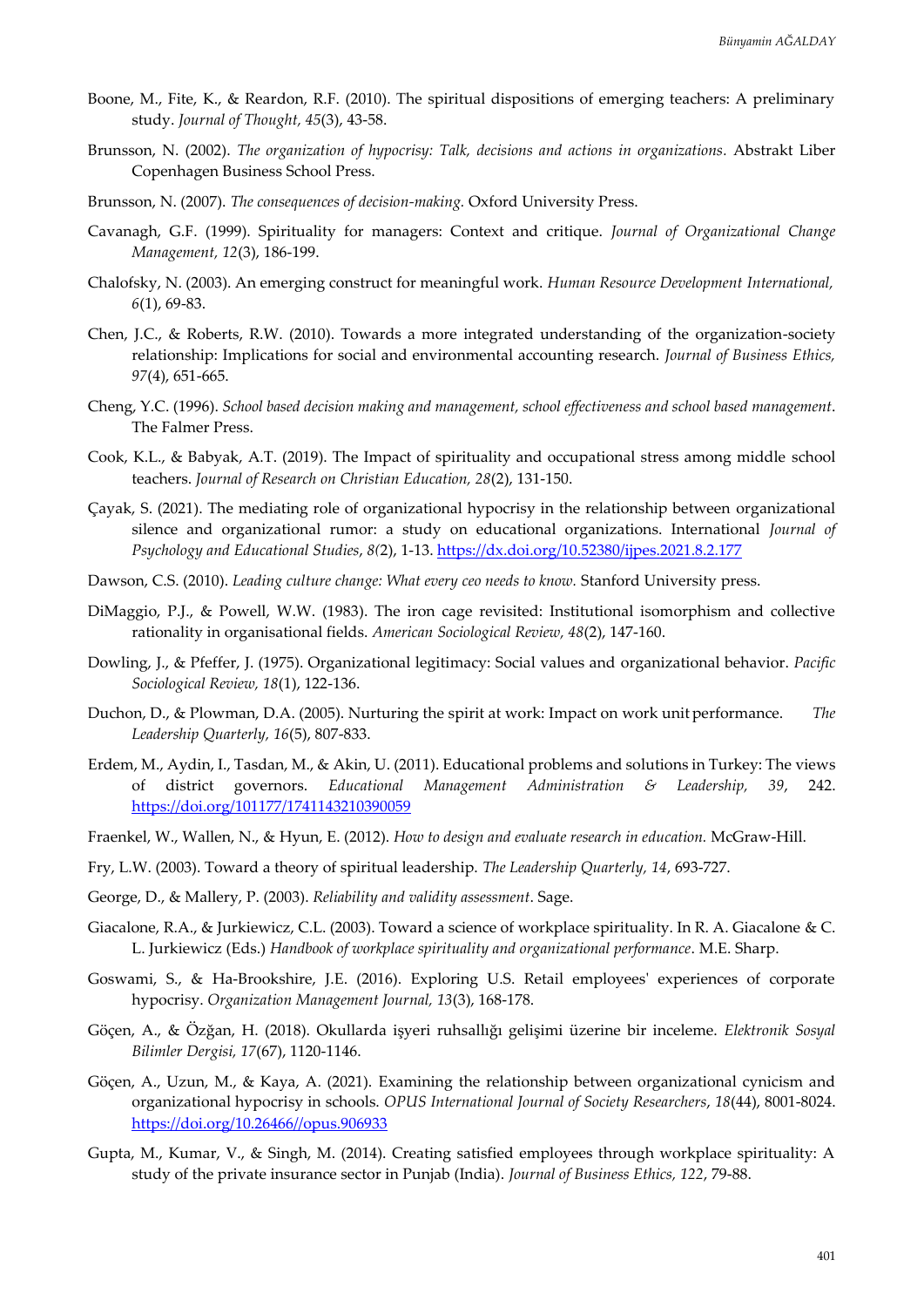Boone, M., Fite, K., & Reardon, R.F. (2010). The spiritual dispositions of emerging teachers: A preliminary study. *Journal of Thought, 45*(3), 43-58.

Brunsson, N. (2002). *The organization of hypocrisy: Talk, decisions and actions in organizations.* Abstrakt Liber Copenhagen Business School Press.

Brunsson, N. (2007). *The consequences of decision-making.* Oxford University Press.

Cavanagh, G.F. (1999). Spirituality for managers: Context and critique. *Journal of Organizational Change Management, 12*(3), 186-199.

Chalofsky, N. (2003). An emerging construct for meaningful work. *Human Resource Development International, 6*(1), 69-83.

Chen, J.C., & Roberts, R.W. (2010). Towards a more integrated understanding of the organization-society relationship: Implications for social and environmental accounting research. *Journal of Business Ethics, 97*(4), 651-665.

Cheng, Y.C. (1996). *School based decision making and management, school effectiveness and school based management*. The Falmer Press.

Cook, K.L., & Babyak, A.T. (2019). The Impact of spirituality and occupational stress among middle school teachers. *Journal of Research on Christian Education, 28*(2), 131-150.

Çayak, S. (2021). The mediating role of organizational hypocrisy in the relationship between organizational silence and organizational rumor: a study on educational organizations. International *Journal of Psychology and Educational Studies*, *8(*2), 1-13. https://dx.doi.org/10.52380/ijpes.2021.8.2.177

Dawson, C.S. (2010). *Leading culture change: What every ceo needs to know.* Stanford University press.

DiMaggio, P.J., & Powell, W.W. (1983). The iron cage revisited: Institutional isomorphism and collective rationality in organisational fields. *American Sociological Review, 48*(2), 147-160.

Dowling, J., & Pfeffer, J. (1975). Organizational legitimacy: Social values and organizational behavior. *Pacific Sociological Review, 18*(1), 122-136.

Duchon, D., & Plowman, D.A. (2005). Nurturing the spirit at work: Impact on work unit performance. *The Leadership Quarterly, 16*(5), 807-833.

Erdem, M., Aydin, I., Tasdan, M., & Akin, U. (2011). Educational problems and solutions in Turkey: The views of district governors. *Educational Management Administration & Leadership, 39*, 242. https://doi.org/101177/1741143210390059

Fraenkel, W., Wallen, N., & Hyun, E. (2012). *How to design and evaluate research in education.* McGraw-Hill.

Fry, L.W. (2003). Toward a theory of spiritual leadership. *The Leadership Quarterly, 14*, 693-727.

George, D., & Mallery, P. (2003). *Reliability and validity assessment*. Sage.

Giacalone, R.A., & Jurkiewicz, C.L. (2003). Toward a science of workplace spirituality. In R. A. Giacalone & C. L. Jurkiewicz (Eds.) *Handbook of workplace spirituality and organizational performance*. M.E. Sharp.

Goswami, S., & Ha-Brookshire, J.E. (2016). Exploring U.S. Retail employees' experiences of corporate hypocrisy. *Organization Management Journal, 13*(3), 168-178.

Göçen, A., & Özğan, H. (2018). Okullarda işyeri ruhsallığı gelişimi üzerine bir inceleme. *Elektronik Sosyal Bilimler Dergisi, 17*(67), 1120-1146.

Göçen, A., Uzun, M., & Kaya, A. (2021). Examining the relationship between organizational cynicism and organizational hypocrisy in schools. *OPUS International Journal of Society Researchers*, *18*(44), 8001-8024. https://doi.org/10.26466//opus.906933

Gupta, M., Kumar, V., & Singh, M. (2014). Creating satisfied employees through workplace spirituality: A study of the private insurance sector in Punjab (India). *Journal of Business Ethics, 122*, 79-88.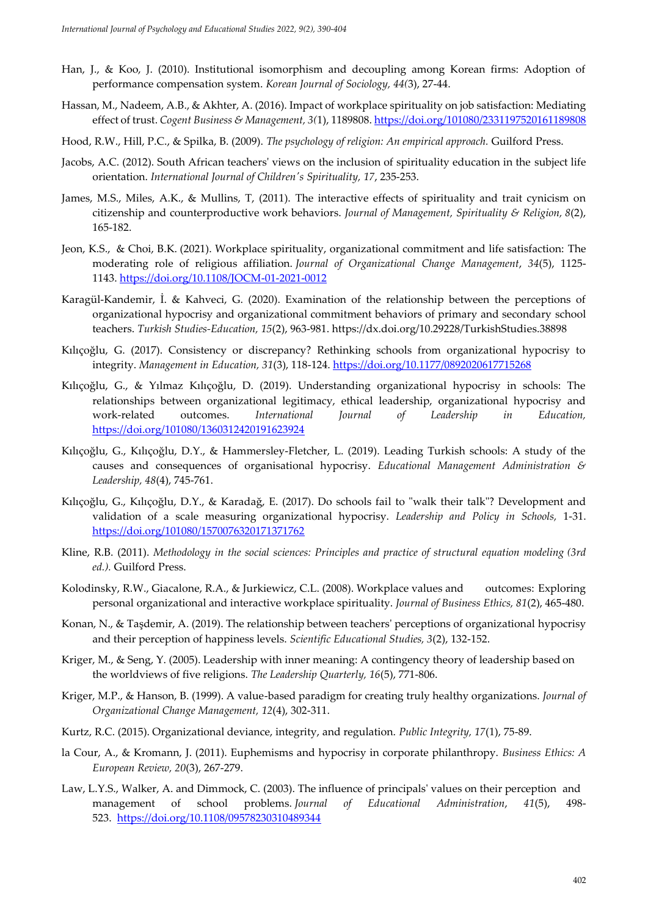Han, J., & Koo, J. (2010). Institutional isomorphism and decoupling among Korean firms: Adoption of performance compensation system. *Korean Journal of Sociology, 44*(3), 27-44.

Hassan, M., Nadeem, A.B., & Akhter, A. (2016). Impact of workplace spirituality on job satisfaction: Mediating effect of trust. *Cogent Business & Management, 3*(1), 1189808. https://doi.org/101080/2331197520161189808

Hood, R.W., Hill, P.C., & Spilka, B. (2009). *The psychology of religion: An empirical approach.* Guilford Press.

Jacobs, A.C. (2012). South African teachers' views on the inclusion of spirituality education in the subject life orientation. *International Journal of Children's Spirituality, 17*, 235-253.

James, M.S., Miles, A.K., & Mullins, T, (2011). The interactive effects of spirituality and trait cynicism on citizenship and counterproductive work behaviors. *Journal of Management, Spirituality & Religion, 8*(2), 165-182.

Jeon, K.S., & Choi, B.K. (2021). Workplace spirituality, organizational commitment and life satisfaction: The moderating role of religious affiliation. *Journal of Organizational Change Management*, *34*(5), 1125-1143. https://doi.org/10.1108/JOCM-01-2021-0012

Karagül-Kandemir, İ. & Kahveci, G. (2020). Examination of the relationship between the perceptions of organizational hypocrisy and organizational commitment behaviors of primary and secondary school teachers. *Turkish Studies-Education, 15*(2), 963-981. https://dx.doi.org/10.29228/TurkishStudies.38898

Kılıçoğlu, G. (2017). Consistency or discrepancy? Rethinking schools from organizational hypocrisy to integrity. *Management in Education, 31*(3), 118-124. https://doi.org/10.1177/0892020617715268

Kılıçoğlu, G., & Yılmaz Kılıçoğlu, D. (2019). Understanding organizational hypocrisy in schools: The relationships between organizational legitimacy, ethical leadership, organizational hypocrisy and work-related outcomes. *International Journal of Leadership in Education,* https://doi.org/101080/1360312420191623924

Kılıçoğlu, G., Kılıçoğlu, D.Y., & Hammersley-Fletcher, L. (2019). Leading Turkish schools: A study of the causes and consequences of organisational hypocrisy. *Educational Management Administration & Leadership, 48*(4), 745-761.

Kılıçoğlu, G., Kılıçoğlu, D.Y., & Karadağ, E. (2017). Do schools fail to "walk their talk"? Development and validation of a scale measuring organizational hypocrisy. *Leadership and Policy in Schools,* 1-31. https://doi.org/101080/1570076320171371762

Kline, R.B. (2011). *Methodology in the social sciences: Principles and practice of structural equation modeling (3rd ed.).* Guilford Press.

Kolodinsky, R.W., Giacalone, R.A., & Jurkiewicz, C.L. (2008). Workplace values and outcomes: Exploring personal organizational and interactive workplace spirituality. *Journal of Business Ethics, 81*(2), 465-480.

Konan, N., & Taşdemir, A. (2019). The relationship between teachers' perceptions of organizational hypocrisy and their perception of happiness levels. *Scientific Educational Studies, 3*(2), 132-152.

Kriger, M., & Seng, Y. (2005). Leadership with inner meaning: A contingency theory of leadership based on the worldviews of five religions. *The Leadership Quarterly, 16*(5), 771-806.

Kriger, M.P., & Hanson, B. (1999). A value-based paradigm for creating truly healthy organizations. *Journal of Organizational Change Management, 12*(4), 302-311.

Kurtz, R.C. (2015). Organizational deviance, integrity, and regulation. *Public Integrity, 17*(1), 75-89.

la Cour, A., & Kromann, J. (2011). Euphemisms and hypocrisy in corporate philanthropy. *Business Ethics: A European Review, 20*(3), 267-279.

Law, L.Y.S., Walker, A. and Dimmock, C. (2003). The influence of principals' values on their perception and management of school problems. *Journal of Educational Administration*, *41*(5), 498-523. https://doi.org/10.1108/09578230310489344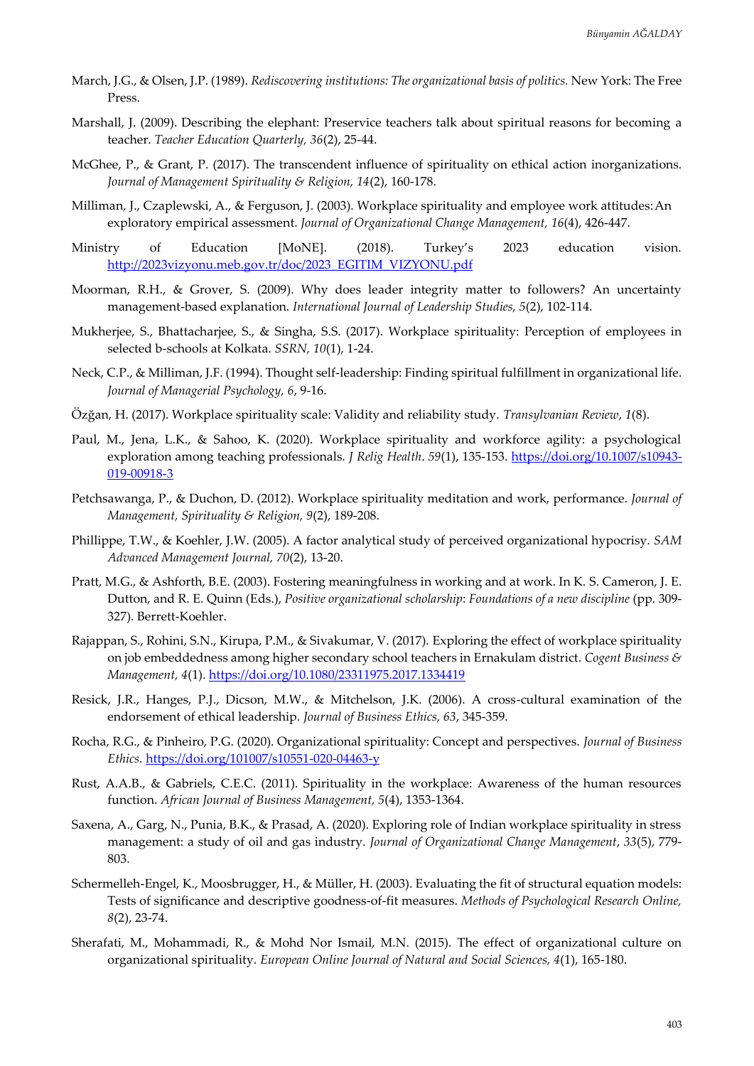March, J.G., & Olsen, J.P. (1989). *Rediscovering institutions: The organizational basis of politics.* New York: The Free Press.

Marshall, J. (2009). Describing the elephant: Preservice teachers talk about spiritual reasons for becoming a teacher. *Teacher Education Quarterly, 36*(2), 25-44.

McGhee, P., & Grant, P. (2017). The transcendent influence of spirituality on ethical action inorganizations. *Journal of Management Spirituality & Religion, 14*(2), 160-178.

Milliman, J., Czaplewski, A., & Ferguson, J. (2003). Workplace spirituality and employee work attitudes: An exploratory empirical assessment. *Journal of Organizational Change Management, 16*(4), 426-447.

Ministry of Education [MoNE]. (2018). Turkey's 2023 education vision. http://2023vizyonu.meb.gov.tr/doc/2023_EGITIM_VIZYONU.pdf

Moorman, R.H., & Grover, S. (2009). Why does leader integrity matter to followers? An uncertainty management-based explanation. *International Journal of Leadership Studies, 5*(2), 102-114.

Mukherjee, S., Bhattacharjee, S., & Singha, S.S. (2017). Workplace spirituality: Perception of employees in selected b-schools at Kolkata. *SSRN, 10*(1), 1-24.

Neck, C.P., & Milliman, J.F. (1994). Thought self-leadership: Finding spiritual fulfillment in organizational life. *Journal of Managerial Psychology, 6*, 9-16.

Özğan, H. (2017). Workplace spirituality scale: Validity and reliability study. *Transylvanian Review*, *1*(8).

Paul, M., Jena, L.K., & Sahoo, K. (2020). Workplace spirituality and workforce agility: a psychological exploration among teaching professionals. *J Relig Health*. *59*(1), 135-153. https://doi.org/10.1007/s10943-019-00918-3

Petchsawanga, P., & Duchon, D. (2012). Workplace spirituality meditation and work, performance. *Journal of Management, Spirituality & Religion, 9*(2), 189-208.

Phillippe, T.W., & Koehler, J.W. (2005). A factor analytical study of perceived organizational hypocrisy. *SAM Advanced Management Journal, 70*(2), 13-20.

Pratt, M.G., & Ashforth, B.E. (2003). Fostering meaningfulness in working and at work. In K. S. Cameron, J. E. Dutton, and R. E. Quinn (Eds.), *Positive organizational scholarship*: *Foundations of a new discipline* (pp. 309-327). Berrett-Koehler.

Rajappan, S., Rohini, S.N., Kirupa, P.M., & Sivakumar, V. (2017). Exploring the effect of workplace spirituality on job embeddedness among higher secondary school teachers in Ernakulam district. *Cogent Business & Management, 4*(1). https://doi.org/10.1080/23311975.2017.1334419

Resick, J.R., Hanges, P.J., Dicson, M.W., & Mitchelson, J.K. (2006). A cross-cultural examination of the endorsement of ethical leadership. *Journal of Business Ethics, 63*, 345-359.

Rocha, R.G., & Pinheiro, P.G. (2020). Organizational spirituality: Concept and perspectives. *Journal of Business Ethics.* https://doi.org/101007/s10551-020-04463-y

Rust, A.A.B., & Gabriels, C.E.C. (2011). Spirituality in the workplace: Awareness of the human resources function. *African Journal of Business Management, 5*(4), 1353-1364.

Saxena, A., Garg, N., Punia, B.K., & Prasad, A. (2020). Exploring role of Indian workplace spirituality in stress management: a study of oil and gas industry. *Journal of Organizational Change Management*, *33*(5), 779-803.

Schermelleh-Engel, K., Moosbrugger, H., & Müller, H. (2003). Evaluating the fit of structural equation models: Tests of significance and descriptive goodness-of-fit measures. *Methods of Psychological Research Online, 8*(2), 23-74.

Sherafati, M., Mohammadi, R., & Mohd Nor Ismail, M.N. (2015). The effect of organizational culture on organizational spirituality. *European Online Journal of Natural and Social Sciences, 4*(1), 165-180.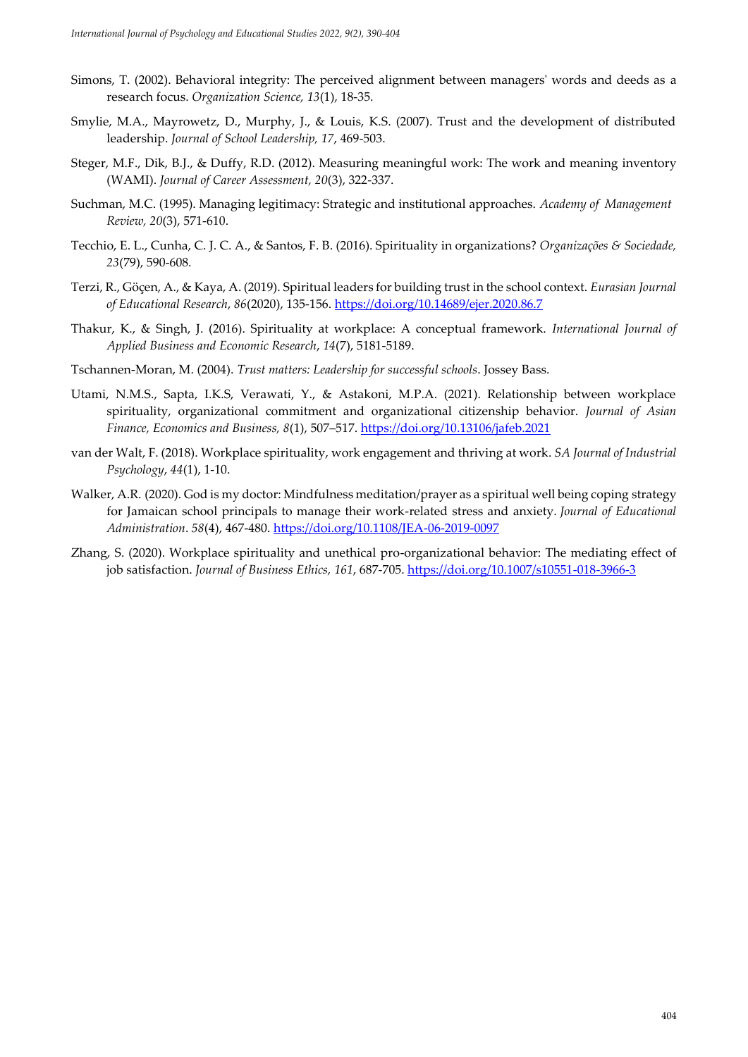Simons, T. (2002). Behavioral integrity: The perceived alignment between managers' words and deeds as a research focus. *Organization Science, 13*(1), 18-35.

Smylie, M.A., Mayrowetz, D., Murphy, J., & Louis, K.S. (2007). Trust and the development of distributed leadership. *Journal of School Leadership, 17*, 469-503.

Steger, M.F., Dik, B.J., & Duffy, R.D. (2012). Measuring meaningful work: The work and meaning inventory (WAMI). *Journal of Career Assessment, 20*(3), 322-337.

Suchman, M.C. (1995). Managing legitimacy: Strategic and institutional approaches. *Academy of Management Review, 20*(3), 571-610.

Tecchio, E. L., Cunha, C. J. C. A., & Santos, F. B. (2016). Spirituality in organizations? *Organizações & Sociedade, 23*(79), 590-608.

Terzi, R., Göçen, A., & Kaya, A. (2019). Spiritual leaders for building trust in the school context. *Eurasian Journal of Educational Research*, *86*(2020), 135-156. https://doi.org/10.14689/ejer.2020.86.7

Thakur, K., & Singh, J. (2016). Spirituality at workplace: A conceptual framework. *International Journal of Applied Business and Economic Research*, *14*(7), 5181-5189.

Tschannen-Moran, M. (2004). *Trust matters: Leadership for successful schools*. Jossey Bass.

Utami, N.M.S., Sapta, I.K.S, Verawati, Y., & Astakoni, M.P.A. (2021). Relationship between workplace spirituality, organizational commitment and organizational citizenship behavior. *Journal of Asian Finance, Economics and Business, 8*(1), 507–517. https://doi.org/10.13106/jafeb.2021

van der Walt, F. (2018). Workplace spirituality, work engagement and thriving at work. *SA Journal of Industrial Psychology*, *44*(1), 1-10.

Walker, A.R. (2020). God is my doctor: Mindfulness meditation/prayer as a spiritual well being coping strategy for Jamaican school principals to manage their work-related stress and anxiety. *Journal of Educational Administration*. *58*(4), 467-480. https://doi.org/10.1108/JEA-06-2019-0097

Zhang, S. (2020). Workplace spirituality and unethical pro-organizational behavior: The mediating effect of job satisfaction. *Journal of Business Ethics, 161*, 687-705. https://doi.org/10.1007/s10551-018-3966-3